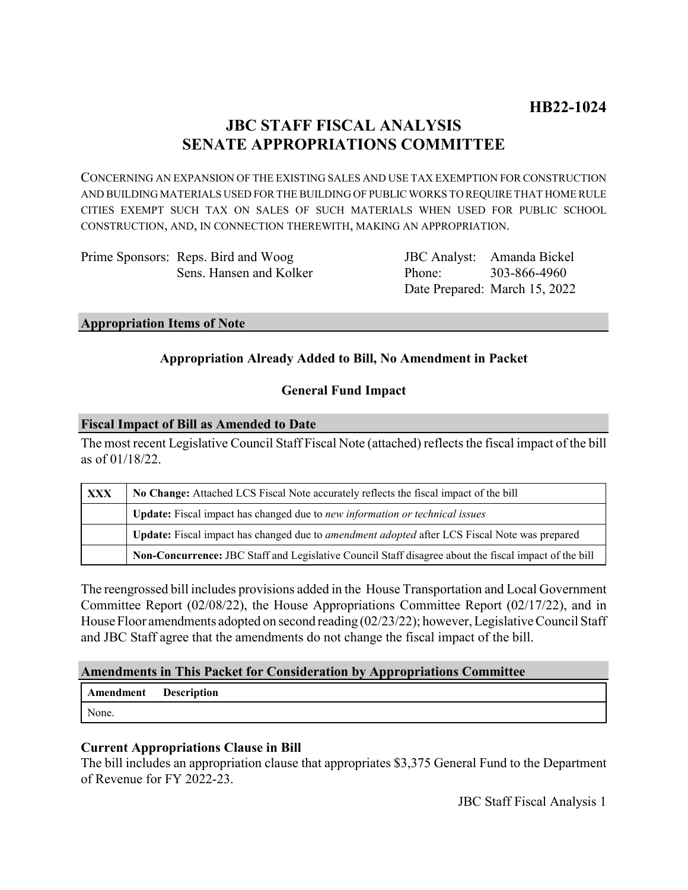**HB22-1024**

# JBC STAFF FISCAL ANALYSIS
# SENATE APPROPRIATIONS COMMITTEE

CONCERNING AN EXPANSION OF THE EXISTING SALES AND USE TAX EXEMPTION FOR CONSTRUCTION AND BUILDING MATERIALS USED FOR THE BUILDING OF PUBLIC WORKS TO REQUIRE THAT HOME RULE CITIES EXEMPT SUCH TAX ON SALES OF SUCH MATERIALS WHEN USED FOR PUBLIC SCHOOL CONSTRUCTION, AND, IN CONNECTION THEREWITH, MAKING AN APPROPRIATION.

Prime Sponsors: Reps. Bird and Woog
Sens. Hansen and Kolker

JBC Analyst: Amanda Bickel
Phone: 303-866-4960
Date Prepared: March 15, 2022

## Appropriation Items of Note

**Appropriation Already Added to Bill, No Amendment in Packet**

**General Fund Impact**

## Fiscal Impact of Bill as Amended to Date

The most recent Legislative Council Staff Fiscal Note (attached) reflects the fiscal impact of the bill as of 01/18/22.

| | |
|---|---|
| **XXX** | **No Change:** Attached LCS Fiscal Note accurately reflects the fiscal impact of the bill |
| | **Update:** Fiscal impact has changed due to *new information or technical issues* |
| | **Update:** Fiscal impact has changed due to *amendment adopted* after LCS Fiscal Note was prepared |
| | **Non-Concurrence:** JBC Staff and Legislative Council Staff disagree about the fiscal impact of the bill |

The reengrossed bill includes provisions added in the House Transportation and Local Government Committee Report (02/08/22), the House Appropriations Committee Report (02/17/22), and in House Floor amendments adopted on second reading (02/23/22); however, Legislative Council Staff and JBC Staff agree that the amendments do not change the fiscal impact of the bill.

## Amendments in This Packet for Consideration by Appropriations Committee

| Amendment | Description |
|---|---|
| None. | |

### Current Appropriations Clause in Bill

The bill includes an appropriation clause that appropriates $3,375 General Fund to the Department of Revenue for FY 2022-23.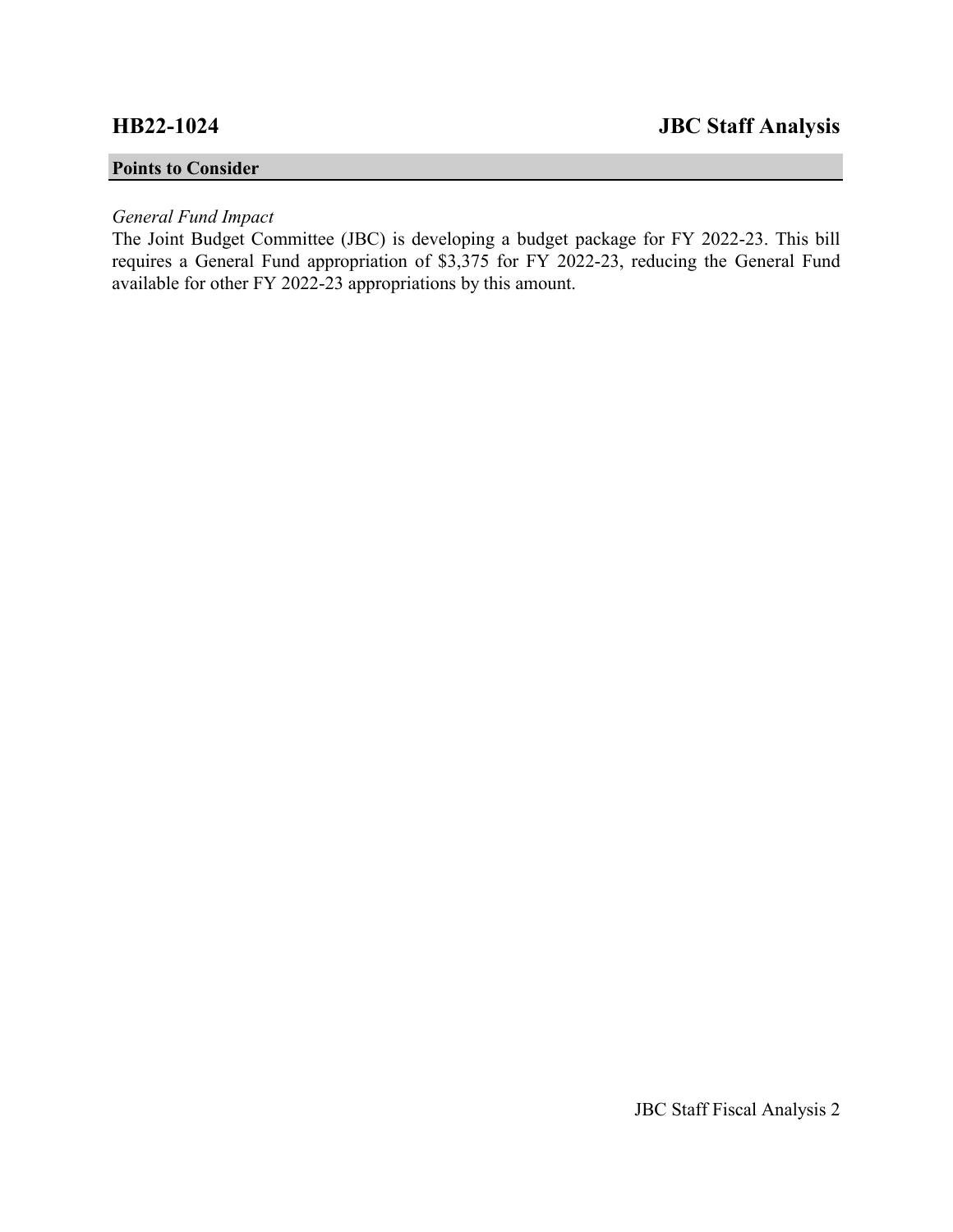## Points to Consider

*General Fund Impact*

The Joint Budget Committee (JBC) is developing a budget package for FY 2022-23. This bill requires a General Fund appropriation of $3,375 for FY 2022-23, reducing the General Fund available for other FY 2022-23 appropriations by this amount.